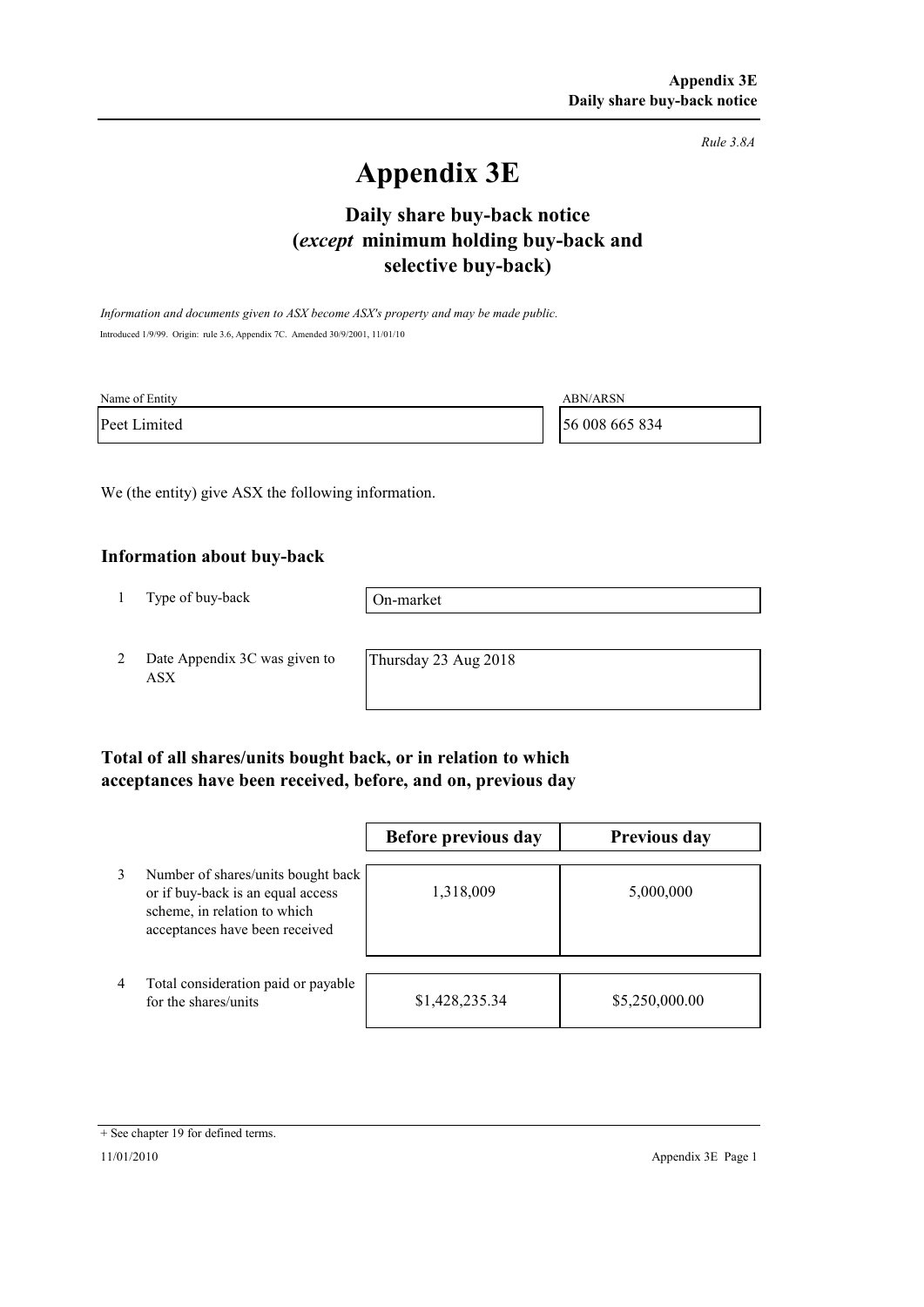*Rule 3.8A*

# Appendix 3E

## Daily share buy-back notice (*except* minimum holding buy-back and selective buy-back)

*Information and documents given to ASX become ASX's property and may be made public.*

Introduced 1/9/99. Origin: rule 3.6, Appendix 7C. Amended 30/9/2001, 11/01/10

| Name of Entity | ABN/ARSN |
|---|---|
| Peet Limited | 56 008 665 834 |

We (the entity) give ASX the following information.

### Information about buy-back

| | | |
|---|---|---|
| 1 | Type of buy-back | On-market |
| 2 | Date Appendix 3C was given to ASX | Thursday 23 Aug 2018 |

### Total of all shares/units bought back, or in relation to which acceptances have been received, before, and on, previous day

| | | Before previous day | Previous day |
|---|---|---|---|
| 3 | Number of shares/units bought back or if buy-back is an equal access scheme, in relation to which acceptances have been received | 1,318,009 | 5,000,000 |
| 4 | Total consideration paid or payable for the shares/units | $1,428,235.34 | $5,250,000.00 |

+ See chapter 19 for defined terms.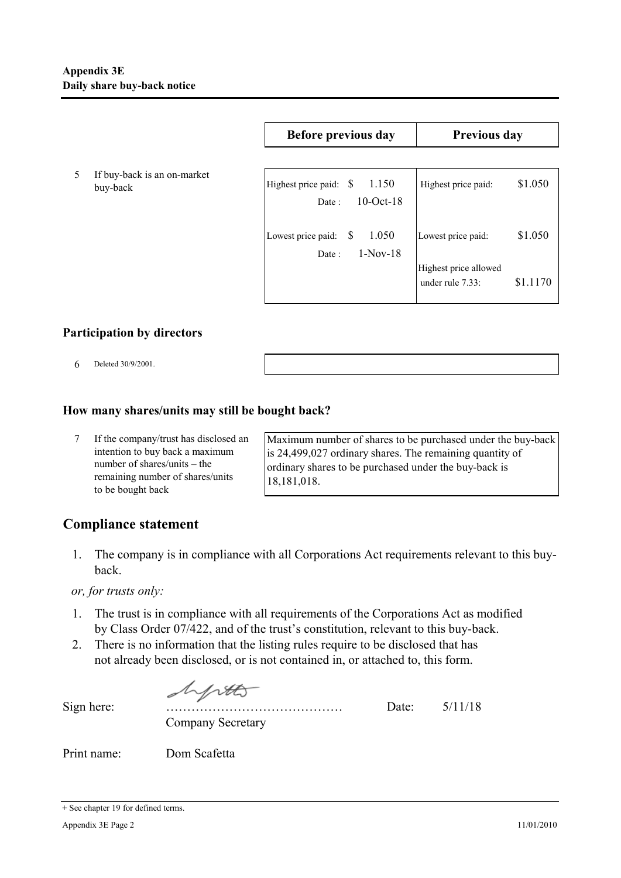**Appendix 3E**
**Daily share buy-back notice**

| | | Before previous day | Previous day |
|---|---|---|---|
| 5 | If buy-back is an on-market buy-back | Highest price paid: $ 1.150<br>Date : 10-Oct-18<br><br>Lowest price paid: $ 1.050<br>Date : 1-Nov-18 | Highest price paid: $1.050<br><br>Lowest price paid: $1.050<br><br>Highest price allowed under rule 7.33: $1.1170 |

## Participation by directors

| | | |
|---|---|---|
| 6 | Deleted 30/9/2001. | |

## How many shares/units may still be bought back?

| | | |
|---|---|---|
| 7 | If the company/trust has disclosed an intention to buy back a maximum number of shares/units – the remaining number of shares/units to be bought back | Maximum number of shares to be purchased under the buy-back is 24,499,027 ordinary shares. The remaining quantity of ordinary shares to be purchased under the buy-back is 18,181,018. |

## Compliance statement

1. The company is in compliance with all Corporations Act requirements relevant to this buy-back.

*or, for trusts only:*

1. The trust is in compliance with all requirements of the Corporations Act as modified by Class Order 07/422, and of the trust's constitution, relevant to this buy-back.
2. There is no information that the listing rules require to be disclosed that has not already been disclosed, or is not contained in, or attached to, this form.

Sign here: ……………………………………
Company Secretary

Date: 5/11/18

Print name: Dom Scafetta

+ See chapter 19 for defined terms.